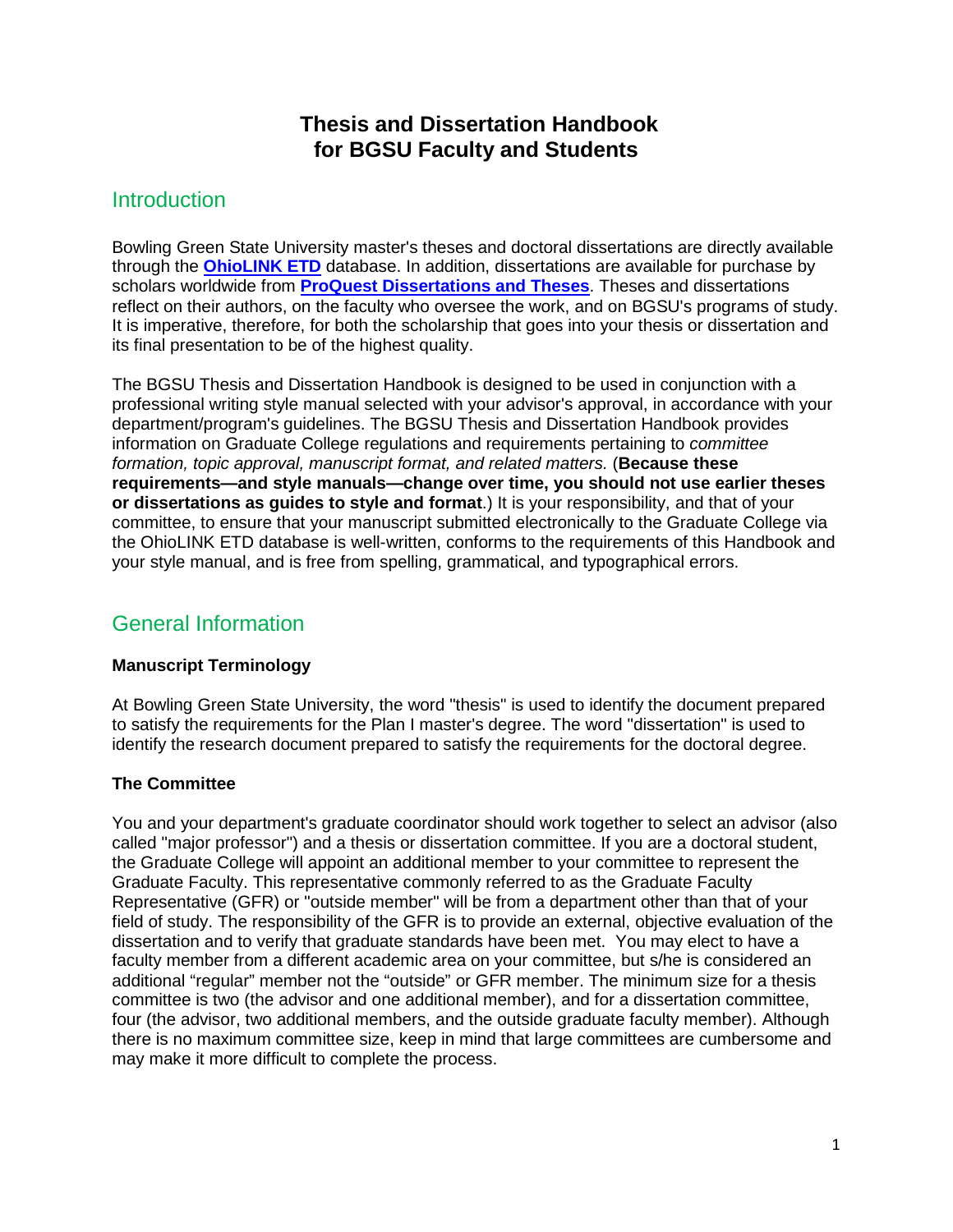# Thesis and Dissertation Handbook for BGSU Faculty and Students

## Introduction

Bowling Green State University master's theses and doctoral dissertations are directly available through the **OhioLINK ETD** database. In addition, dissertations are available for purchase by scholars worldwide from **ProQuest Dissertations and Theses**. Theses and dissertations reflect on their authors, on the faculty who oversee the work, and on BGSU's programs of study. It is imperative, therefore, for both the scholarship that goes into your thesis or dissertation and its final presentation to be of the highest quality.

The BGSU Thesis and Dissertation Handbook is designed to be used in conjunction with a professional writing style manual selected with your advisor's approval, in accordance with your department/program's guidelines. The BGSU Thesis and Dissertation Handbook provides information on Graduate College regulations and requirements pertaining to *committee formation, topic approval, manuscript format, and related matters.* (**Because these requirements—and style manuals—change over time, you should not use earlier theses or dissertations as guides to style and format**.) It is your responsibility, and that of your committee, to ensure that your manuscript submitted electronically to the Graduate College via the OhioLINK ETD database is well-written, conforms to the requirements of this Handbook and your style manual, and is free from spelling, grammatical, and typographical errors.

## General Information

### Manuscript Terminology

At Bowling Green State University, the word "thesis" is used to identify the document prepared to satisfy the requirements for the Plan I master's degree. The word "dissertation" is used to identify the research document prepared to satisfy the requirements for the doctoral degree.

### The Committee

You and your department's graduate coordinator should work together to select an advisor (also called "major professor") and a thesis or dissertation committee. If you are a doctoral student, the Graduate College will appoint an additional member to your committee to represent the Graduate Faculty. This representative commonly referred to as the Graduate Faculty Representative (GFR) or "outside member" will be from a department other than that of your field of study. The responsibility of the GFR is to provide an external, objective evaluation of the dissertation and to verify that graduate standards have been met. You may elect to have a faculty member from a different academic area on your committee, but s/he is considered an additional "regular" member not the "outside" or GFR member. The minimum size for a thesis committee is two (the advisor and one additional member), and for a dissertation committee, four (the advisor, two additional members, and the outside graduate faculty member). Although there is no maximum committee size, keep in mind that large committees are cumbersome and may make it more difficult to complete the process.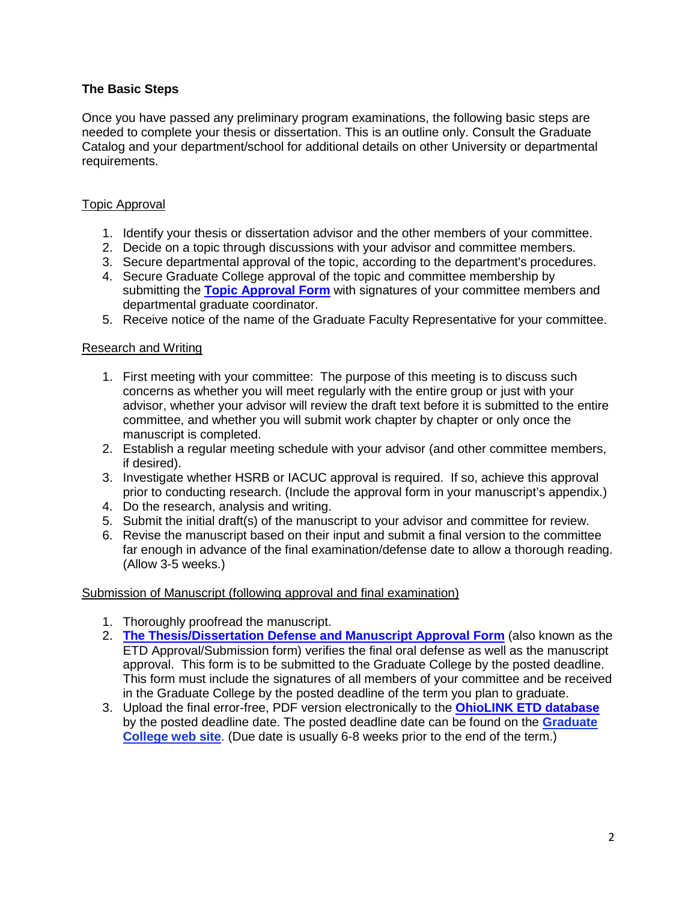## The Basic Steps

Once you have passed any preliminary program examinations, the following basic steps are needed to complete your thesis or dissertation. This is an outline only. Consult the Graduate Catalog and your department/school for additional details on other University or departmental requirements.

### Topic Approval

1. Identify your thesis or dissertation advisor and the other members of your committee.
2. Decide on a topic through discussions with your advisor and committee members.
3. Secure departmental approval of the topic, according to the department's procedures.
4. Secure Graduate College approval of the topic and committee membership by submitting the **Topic Approval Form** with signatures of your committee members and departmental graduate coordinator.
5. Receive notice of the name of the Graduate Faculty Representative for your committee.

### Research and Writing

1. First meeting with your committee: The purpose of this meeting is to discuss such concerns as whether you will meet regularly with the entire group or just with your advisor, whether your advisor will review the draft text before it is submitted to the entire committee, and whether you will submit work chapter by chapter or only once the manuscript is completed.
2. Establish a regular meeting schedule with your advisor (and other committee members, if desired).
3. Investigate whether HSRB or IACUC approval is required. If so, achieve this approval prior to conducting research. (Include the approval form in your manuscript's appendix.)
4. Do the research, analysis and writing.
5. Submit the initial draft(s) of the manuscript to your advisor and committee for review.
6. Revise the manuscript based on their input and submit a final version to the committee far enough in advance of the final examination/defense date to allow a thorough reading. (Allow 3-5 weeks.)

### Submission of Manuscript (following approval and final examination)

1. Thoroughly proofread the manuscript.
2. **The Thesis/Dissertation Defense and Manuscript Approval Form** (also known as the ETD Approval/Submission form) verifies the final oral defense as well as the manuscript approval. This form is to be submitted to the Graduate College by the posted deadline. This form must include the signatures of all members of your committee and be received in the Graduate College by the posted deadline of the term you plan to graduate.
3. Upload the final error-free, PDF version electronically to the **OhioLINK ETD database** by the posted deadline date. The posted deadline date can be found on the **Graduate College web site**. (Due date is usually 6-8 weeks prior to the end of the term.)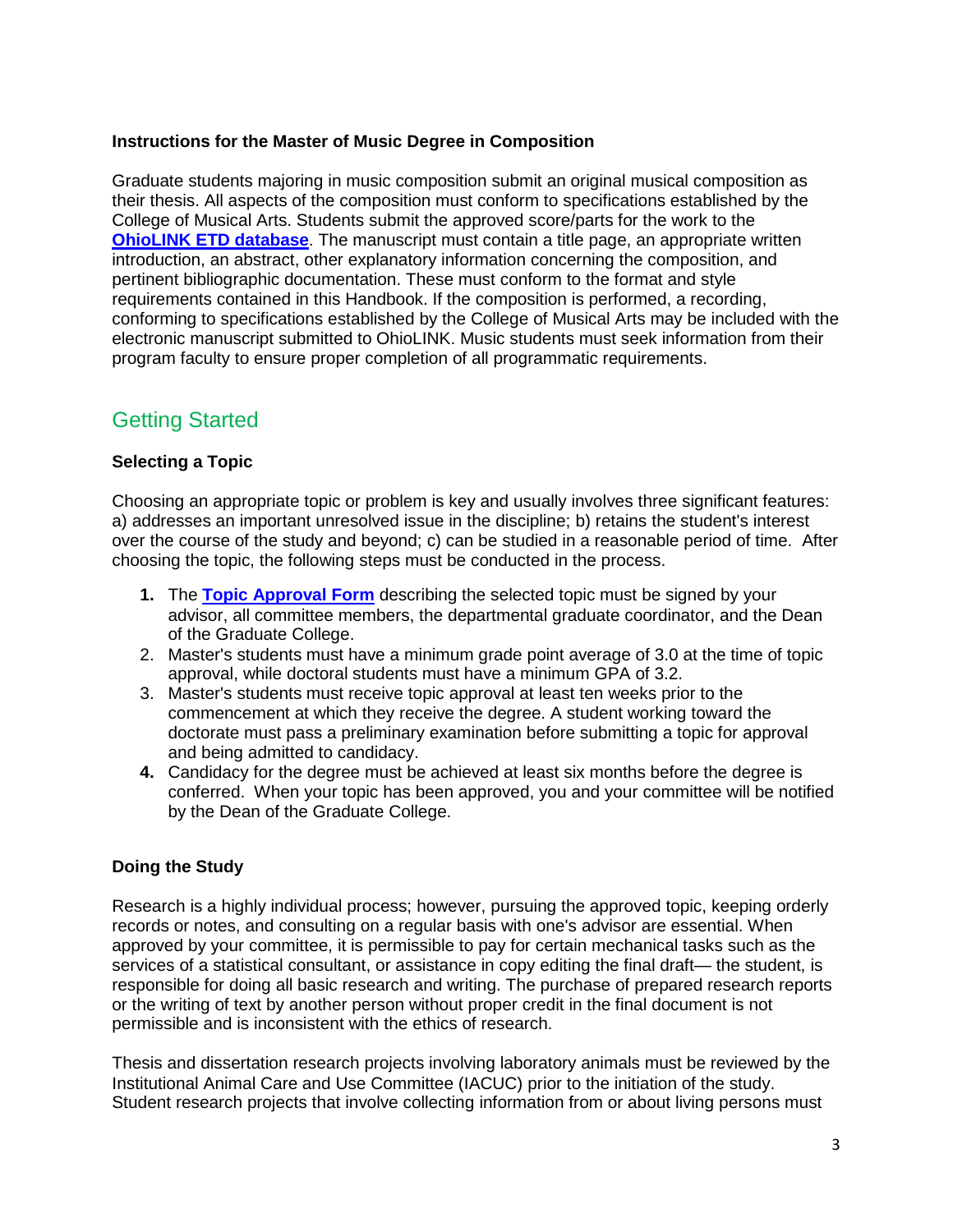**Instructions for the Master of Music Degree in Composition**

Graduate students majoring in music composition submit an original musical composition as their thesis. All aspects of the composition must conform to specifications established by the College of Musical Arts. Students submit the approved score/parts for the work to the **[OhioLINK ETD database](#)**. The manuscript must contain a title page, an appropriate written introduction, an abstract, other explanatory information concerning the composition, and pertinent bibliographic documentation. These must conform to the format and style requirements contained in this Handbook. If the composition is performed, a recording, conforming to specifications established by the College of Musical Arts may be included with the electronic manuscript submitted to OhioLINK. Music students must seek information from their program faculty to ensure proper completion of all programmatic requirements.

## Getting Started

**Selecting a Topic**

Choosing an appropriate topic or problem is key and usually involves three significant features: a) addresses an important unresolved issue in the discipline; b) retains the student's interest over the course of the study and beyond; c) can be studied in a reasonable period of time. After choosing the topic, the following steps must be conducted in the process.

1. The **[Topic Approval Form](#)** describing the selected topic must be signed by your advisor, all committee members, the departmental graduate coordinator, and the Dean of the Graduate College.
2. Master's students must have a minimum grade point average of 3.0 at the time of topic approval, while doctoral students must have a minimum GPA of 3.2.
3. Master's students must receive topic approval at least ten weeks prior to the commencement at which they receive the degree. A student working toward the doctorate must pass a preliminary examination before submitting a topic for approval and being admitted to candidacy.
4. Candidacy for the degree must be achieved at least six months before the degree is conferred. When your topic has been approved, you and your committee will be notified by the Dean of the Graduate College.

**Doing the Study**

Research is a highly individual process; however, pursuing the approved topic, keeping orderly records or notes, and consulting on a regular basis with one's advisor are essential. When approved by your committee, it is permissible to pay for certain mechanical tasks such as the services of a statistical consultant, or assistance in copy editing the final draft— the student, is responsible for doing all basic research and writing. The purchase of prepared research reports or the writing of text by another person without proper credit in the final document is not permissible and is inconsistent with the ethics of research.

Thesis and dissertation research projects involving laboratory animals must be reviewed by the Institutional Animal Care and Use Committee (IACUC) prior to the initiation of the study. Student research projects that involve collecting information from or about living persons must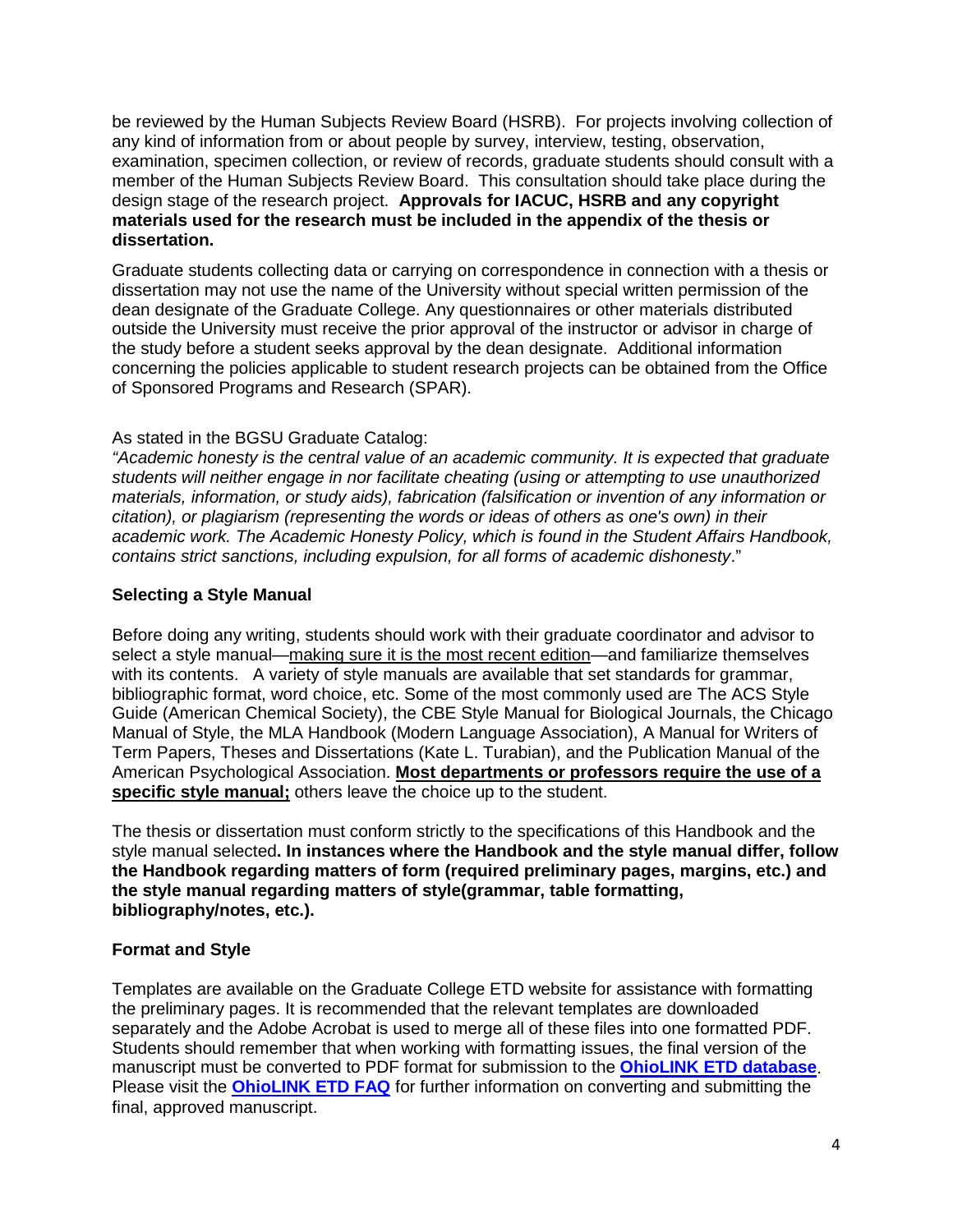be reviewed by the Human Subjects Review Board (HSRB). For projects involving collection of any kind of information from or about people by survey, interview, testing, observation, examination, specimen collection, or review of records, graduate students should consult with a member of the Human Subjects Review Board. This consultation should take place during the design stage of the research project. **Approvals for IACUC, HSRB and any copyright materials used for the research must be included in the appendix of the thesis or dissertation.**

Graduate students collecting data or carrying on correspondence in connection with a thesis or dissertation may not use the name of the University without special written permission of the dean designate of the Graduate College. Any questionnaires or other materials distributed outside the University must receive the prior approval of the instructor or advisor in charge of the study before a student seeks approval by the dean designate. Additional information concerning the policies applicable to student research projects can be obtained from the Office of Sponsored Programs and Research (SPAR).

As stated in the BGSU Graduate Catalog:
*"Academic honesty is the central value of an academic community. It is expected that graduate students will neither engage in nor facilitate cheating (using or attempting to use unauthorized materials, information, or study aids), fabrication (falsification or invention of any information or citation), or plagiarism (representing the words or ideas of others as one's own) in their academic work. The Academic Honesty Policy, which is found in the Student Affairs Handbook, contains strict sanctions, including expulsion, for all forms of academic dishonesty*."

### Selecting a Style Manual

Before doing any writing, students should work with their graduate coordinator and advisor to select a style manual—making sure it is the most recent edition—and familiarize themselves with its contents. A variety of style manuals are available that set standards for grammar, bibliographic format, word choice, etc. Some of the most commonly used are The ACS Style Guide (American Chemical Society), the CBE Style Manual for Biological Journals, the Chicago Manual of Style, the MLA Handbook (Modern Language Association), A Manual for Writers of Term Papers, Theses and Dissertations (Kate L. Turabian), and the Publication Manual of the American Psychological Association. **Most departments or professors require the use of a specific style manual;** others leave the choice up to the student.

The thesis or dissertation must conform strictly to the specifications of this Handbook and the style manual selected**. In instances where the Handbook and the style manual differ, follow the Handbook regarding matters of form (required preliminary pages, margins, etc.) and the style manual regarding matters of style(grammar, table formatting, bibliography/notes, etc.).**

### Format and Style

Templates are available on the Graduate College ETD website for assistance with formatting the preliminary pages. It is recommended that the relevant templates are downloaded separately and the Adobe Acrobat is used to merge all of these files into one formatted PDF. Students should remember that when working with formatting issues, the final version of the manuscript must be converted to PDF format for submission to the **OhioLINK ETD database**. Please visit the **OhioLINK ETD FAQ** for further information on converting and submitting the final, approved manuscript.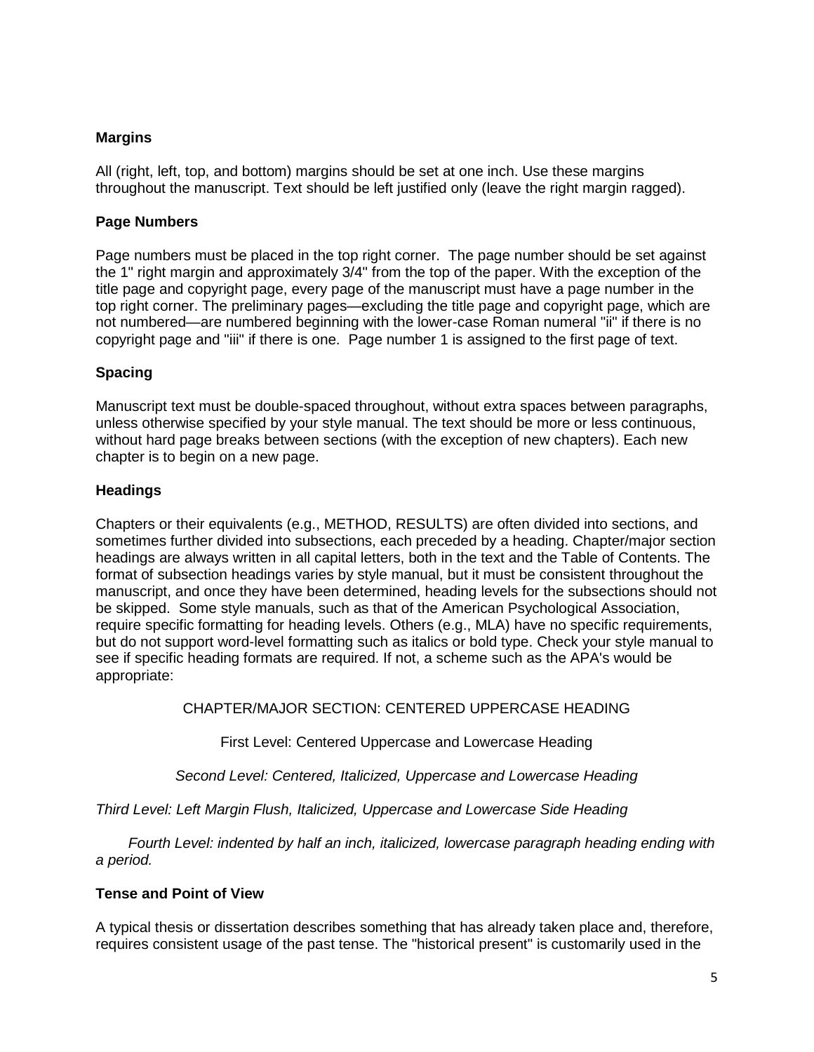## Margins

All (right, left, top, and bottom) margins should be set at one inch. Use these margins throughout the manuscript. Text should be left justified only (leave the right margin ragged).

## Page Numbers

Page numbers must be placed in the top right corner. The page number should be set against the 1" right margin and approximately 3/4" from the top of the paper. With the exception of the title page and copyright page, every page of the manuscript must have a page number in the top right corner. The preliminary pages—excluding the title page and copyright page, which are not numbered—are numbered beginning with the lower-case Roman numeral "ii" if there is no copyright page and "iii" if there is one. Page number 1 is assigned to the first page of text.

## Spacing

Manuscript text must be double-spaced throughout, without extra spaces between paragraphs, unless otherwise specified by your style manual. The text should be more or less continuous, without hard page breaks between sections (with the exception of new chapters). Each new chapter is to begin on a new page.

## Headings

Chapters or their equivalents (e.g., METHOD, RESULTS) are often divided into sections, and sometimes further divided into subsections, each preceded by a heading. Chapter/major section headings are always written in all capital letters, both in the text and the Table of Contents. The format of subsection headings varies by style manual, but it must be consistent throughout the manuscript, and once they have been determined, heading levels for the subsections should not be skipped. Some style manuals, such as that of the American Psychological Association, require specific formatting for heading levels. Others (e.g., MLA) have no specific requirements, but do not support word-level formatting such as italics or bold type. Check your style manual to see if specific heading formats are required. If not, a scheme such as the APA's would be appropriate:

CHAPTER/MAJOR SECTION: CENTERED UPPERCASE HEADING

First Level: Centered Uppercase and Lowercase Heading

*Second Level: Centered, Italicized, Uppercase and Lowercase Heading*

*Third Level: Left Margin Flush, Italicized, Uppercase and Lowercase Side Heading*

*Fourth Level: indented by half an inch, italicized, lowercase paragraph heading ending with a period.*

## Tense and Point of View

A typical thesis or dissertation describes something that has already taken place and, therefore, requires consistent usage of the past tense. The "historical present" is customarily used in the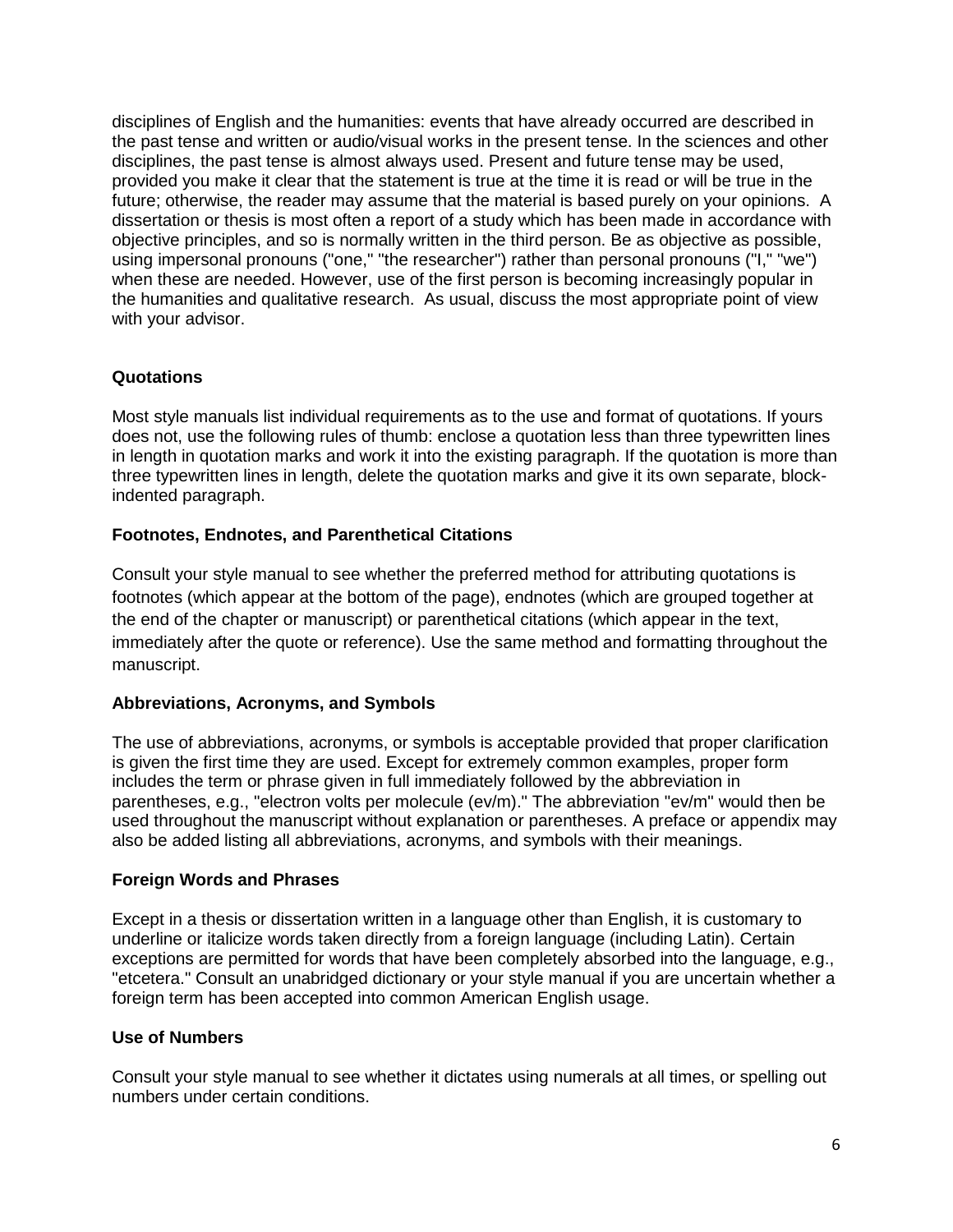disciplines of English and the humanities: events that have already occurred are described in the past tense and written or audio/visual works in the present tense. In the sciences and other disciplines, the past tense is almost always used. Present and future tense may be used, provided you make it clear that the statement is true at the time it is read or will be true in the future; otherwise, the reader may assume that the material is based purely on your opinions. A dissertation or thesis is most often a report of a study which has been made in accordance with objective principles, and so is normally written in the third person. Be as objective as possible, using impersonal pronouns ("one," "the researcher") rather than personal pronouns ("I," "we") when these are needed. However, use of the first person is becoming increasingly popular in the humanities and qualitative research. As usual, discuss the most appropriate point of view with your advisor.

### Quotations

Most style manuals list individual requirements as to the use and format of quotations. If yours does not, use the following rules of thumb: enclose a quotation less than three typewritten lines in length in quotation marks and work it into the existing paragraph. If the quotation is more than three typewritten lines in length, delete the quotation marks and give it its own separate, block-indented paragraph.

### Footnotes, Endnotes, and Parenthetical Citations

Consult your style manual to see whether the preferred method for attributing quotations is footnotes (which appear at the bottom of the page), endnotes (which are grouped together at the end of the chapter or manuscript) or parenthetical citations (which appear in the text, immediately after the quote or reference). Use the same method and formatting throughout the manuscript.

### Abbreviations, Acronyms, and Symbols

The use of abbreviations, acronyms, or symbols is acceptable provided that proper clarification is given the first time they are used. Except for extremely common examples, proper form includes the term or phrase given in full immediately followed by the abbreviation in parentheses, e.g., "electron volts per molecule (ev/m)." The abbreviation "ev/m" would then be used throughout the manuscript without explanation or parentheses. A preface or appendix may also be added listing all abbreviations, acronyms, and symbols with their meanings.

### Foreign Words and Phrases

Except in a thesis or dissertation written in a language other than English, it is customary to underline or italicize words taken directly from a foreign language (including Latin). Certain exceptions are permitted for words that have been completely absorbed into the language, e.g., "etcetera." Consult an unabridged dictionary or your style manual if you are uncertain whether a foreign term has been accepted into common American English usage.

### Use of Numbers

Consult your style manual to see whether it dictates using numerals at all times, or spelling out numbers under certain conditions.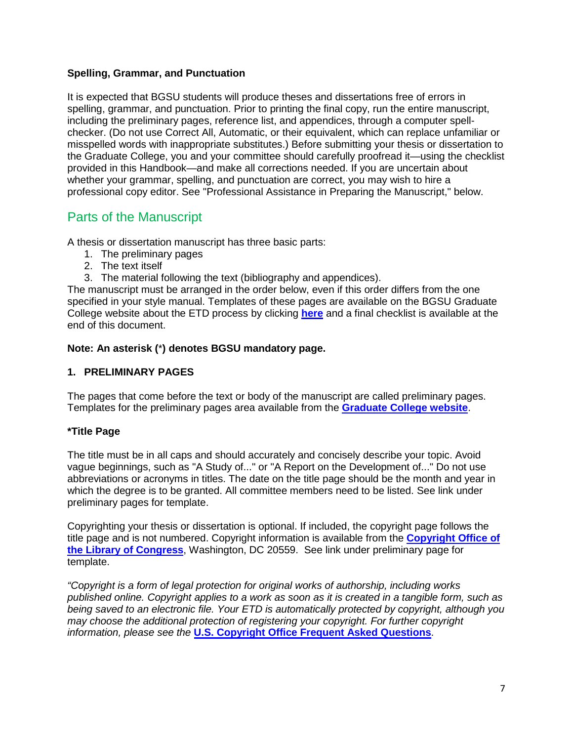**Spelling, Grammar, and Punctuation**

It is expected that BGSU students will produce theses and dissertations free of errors in spelling, grammar, and punctuation. Prior to printing the final copy, run the entire manuscript, including the preliminary pages, reference list, and appendices, through a computer spell-checker. (Do not use Correct All, Automatic, or their equivalent, which can replace unfamiliar or misspelled words with inappropriate substitutes.) Before submitting your thesis or dissertation to the Graduate College, you and your committee should carefully proofread it—using the checklist provided in this Handbook—and make all corrections needed. If you are uncertain about whether your grammar, spelling, and punctuation are correct, you may wish to hire a professional copy editor. See "Professional Assistance in Preparing the Manuscript," below.

## Parts of the Manuscript

A thesis or dissertation manuscript has three basic parts:

1. The preliminary pages
2. The text itself
3. The material following the text (bibliography and appendices).

The manuscript must be arranged in the order below, even if this order differs from the one specified in your style manual. Templates of these pages are available on the BGSU Graduate College website about the ETD process by clicking **here** and a final checklist is available at the end of this document.

**Note: An asterisk (*) denotes BGSU mandatory page.**

**1. PRELIMINARY PAGES**

The pages that come before the text or body of the manuscript are called preliminary pages. Templates for the preliminary pages area available from the **Graduate College website**.

**\*Title Page**

The title must be in all caps and should accurately and concisely describe your topic. Avoid vague beginnings, such as "A Study of..." or "A Report on the Development of..." Do not use abbreviations or acronyms in titles. The date on the title page should be the month and year in which the degree is to be granted. All committee members need to be listed. See link under preliminary pages for template.

Copyrighting your thesis or dissertation is optional. If included, the copyright page follows the title page and is not numbered. Copyright information is available from the **Copyright Office of the Library of Congress**, Washington, DC 20559. See link under preliminary page for template.

*"Copyright is a form of legal protection for original works of authorship, including works published online. Copyright applies to a work as soon as it is created in a tangible form, such as being saved to an electronic file. Your ETD is automatically protected by copyright, although you may choose the additional protection of registering your copyright. For further copyright information, please see the* ***U.S. Copyright Office Frequent Asked Questions****.*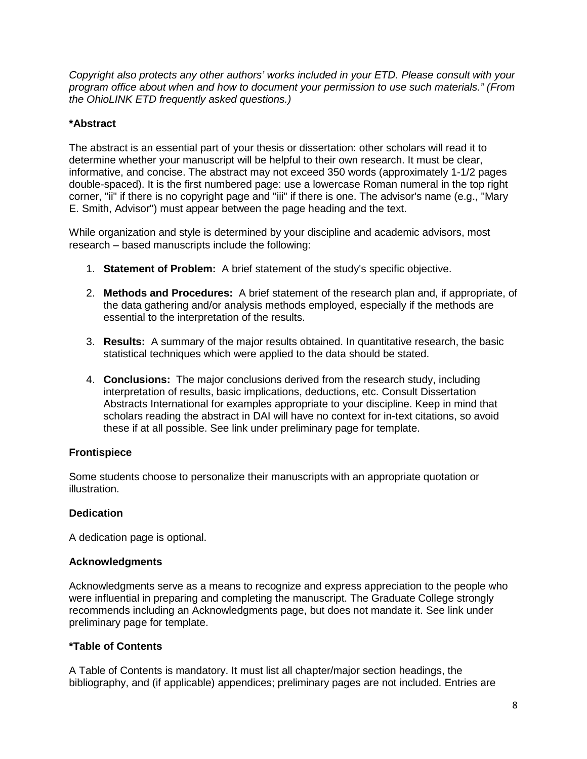*Copyright also protects any other authors' works included in your ETD. Please consult with your program office about when and how to document your permission to use such materials." (From the OhioLINK ETD frequently asked questions.)*

### *Abstract

The abstract is an essential part of your thesis or dissertation: other scholars will read it to determine whether your manuscript will be helpful to their own research. It must be clear, informative, and concise. The abstract may not exceed 350 words (approximately 1-1/2 pages double-spaced). It is the first numbered page: use a lowercase Roman numeral in the top right corner, "ii" if there is no copyright page and "iii" if there is one. The advisor's name (e.g., "Mary E. Smith, Advisor") must appear between the page heading and the text.

While organization and style is determined by your discipline and academic advisors, most research – based manuscripts include the following:

1. **Statement of Problem:** A brief statement of the study's specific objective.
2. **Methods and Procedures:** A brief statement of the research plan and, if appropriate, of the data gathering and/or analysis methods employed, especially if the methods are essential to the interpretation of the results.
3. **Results:** A summary of the major results obtained. In quantitative research, the basic statistical techniques which were applied to the data should be stated.
4. **Conclusions:** The major conclusions derived from the research study, including interpretation of results, basic implications, deductions, etc. Consult Dissertation Abstracts International for examples appropriate to your discipline. Keep in mind that scholars reading the abstract in DAI will have no context for in-text citations, so avoid these if at all possible. See link under preliminary page for template.

### Frontispiece

Some students choose to personalize their manuscripts with an appropriate quotation or illustration.

### Dedication

A dedication page is optional.

### Acknowledgments

Acknowledgments serve as a means to recognize and express appreciation to the people who were influential in preparing and completing the manuscript. The Graduate College strongly recommends including an Acknowledgments page, but does not mandate it. See link under preliminary page for template.

### *Table of Contents

A Table of Contents is mandatory. It must list all chapter/major section headings, the bibliography, and (if applicable) appendices; preliminary pages are not included. Entries are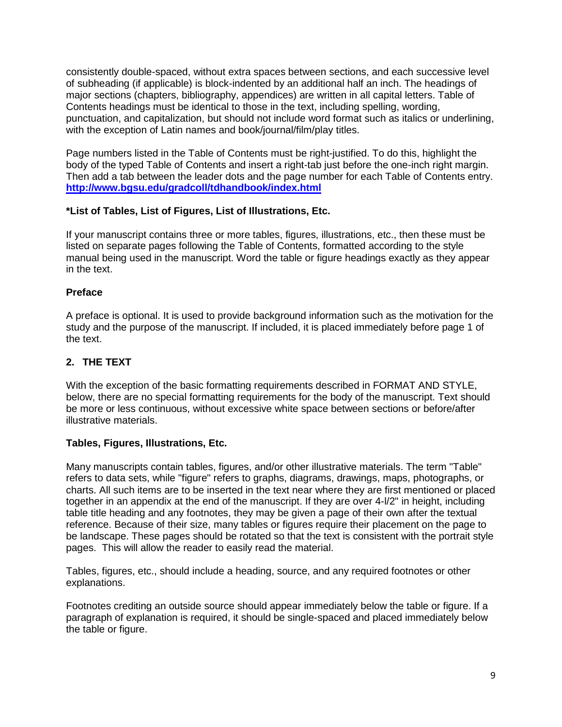consistently double-spaced, without extra spaces between sections, and each successive level of subheading (if applicable) is block-indented by an additional half an inch. The headings of major sections (chapters, bibliography, appendices) are written in all capital letters. Table of Contents headings must be identical to those in the text, including spelling, wording, punctuation, and capitalization, but should not include word format such as italics or underlining, with the exception of Latin names and book/journal/film/play titles.

Page numbers listed in the Table of Contents must be right-justified. To do this, highlight the body of the typed Table of Contents and insert a right-tab just before the one-inch right margin. Then add a tab between the leader dots and the page number for each Table of Contents entry. **http://www.bgsu.edu/gradcoll/tdhandbook/index.html**

**\*List of Tables, List of Figures, List of Illustrations, Etc.**

If your manuscript contains three or more tables, figures, illustrations, etc., then these must be listed on separate pages following the Table of Contents, formatted according to the style manual being used in the manuscript. Word the table or figure headings exactly as they appear in the text.

**Preface**

A preface is optional. It is used to provide background information such as the motivation for the study and the purpose of the manuscript. If included, it is placed immediately before page 1 of the text.

## 2. THE TEXT

With the exception of the basic formatting requirements described in FORMAT AND STYLE, below, there are no special formatting requirements for the body of the manuscript. Text should be more or less continuous, without excessive white space between sections or before/after illustrative materials.

**Tables, Figures, Illustrations, Etc.**

Many manuscripts contain tables, figures, and/or other illustrative materials. The term "Table" refers to data sets, while "figure" refers to graphs, diagrams, drawings, maps, photographs, or charts. All such items are to be inserted in the text near where they are first mentioned or placed together in an appendix at the end of the manuscript. If they are over 4-l/2" in height, including table title heading and any footnotes, they may be given a page of their own after the textual reference. Because of their size, many tables or figures require their placement on the page to be landscape. These pages should be rotated so that the text is consistent with the portrait style pages. This will allow the reader to easily read the material.

Tables, figures, etc., should include a heading, source, and any required footnotes or other explanations.

Footnotes crediting an outside source should appear immediately below the table or figure. If a paragraph of explanation is required, it should be single-spaced and placed immediately below the table or figure.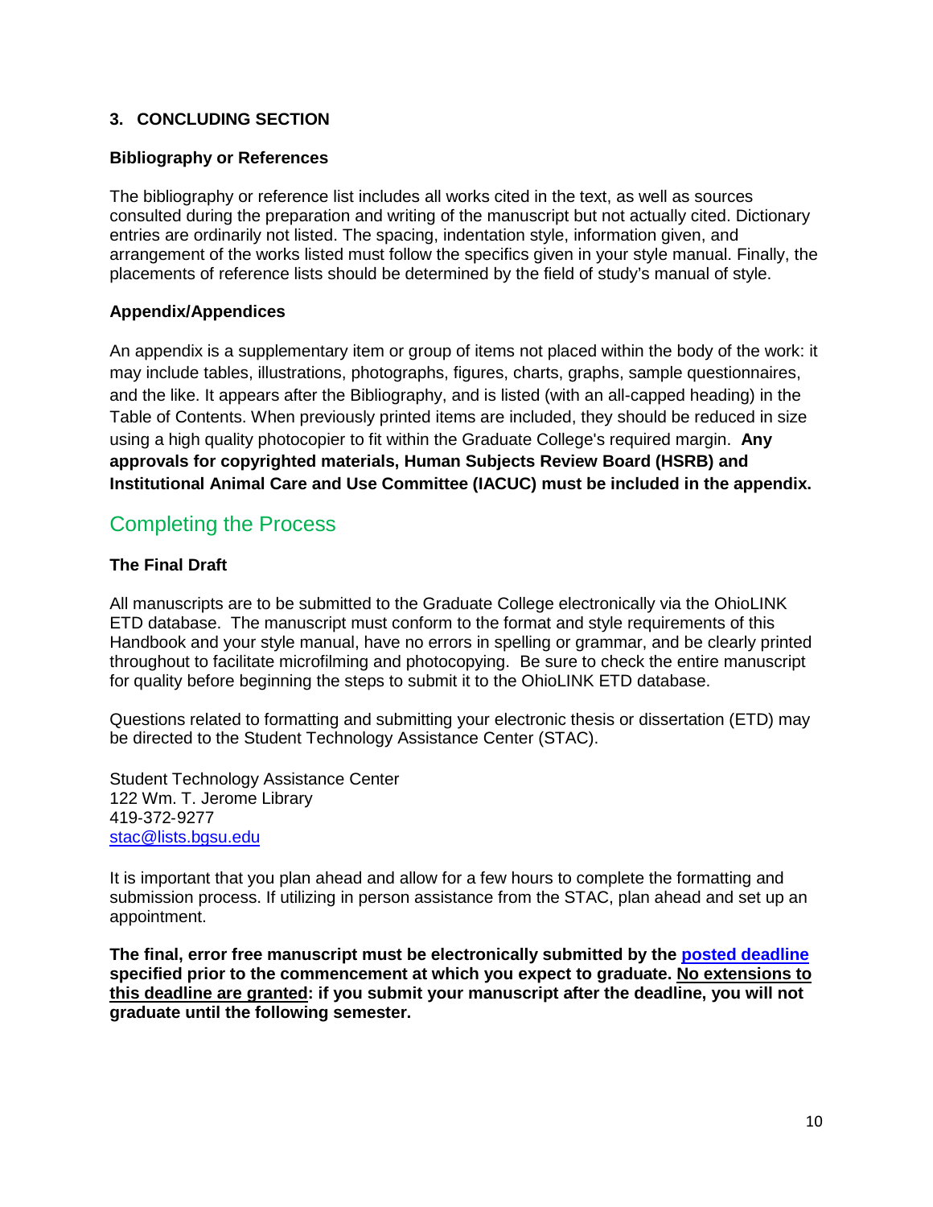### 3. CONCLUDING SECTION

**Bibliography or References**

The bibliography or reference list includes all works cited in the text, as well as sources consulted during the preparation and writing of the manuscript but not actually cited. Dictionary entries are ordinarily not listed. The spacing, indentation style, information given, and arrangement of the works listed must follow the specifics given in your style manual. Finally, the placements of reference lists should be determined by the field of study's manual of style.

**Appendix/Appendices**

An appendix is a supplementary item or group of items not placed within the body of the work: it may include tables, illustrations, photographs, figures, charts, graphs, sample questionnaires, and the like. It appears after the Bibliography, and is listed (with an all-capped heading) in the Table of Contents. When previously printed items are included, they should be reduced in size using a high quality photocopier to fit within the Graduate College's required margin. **Any approvals for copyrighted materials, Human Subjects Review Board (HSRB) and Institutional Animal Care and Use Committee (IACUC) must be included in the appendix.**

## Completing the Process

**The Final Draft**

All manuscripts are to be submitted to the Graduate College electronically via the OhioLINK ETD database. The manuscript must conform to the format and style requirements of this Handbook and your style manual, have no errors in spelling or grammar, and be clearly printed throughout to facilitate microfilming and photocopying. Be sure to check the entire manuscript for quality before beginning the steps to submit it to the OhioLINK ETD database.

Questions related to formatting and submitting your electronic thesis or dissertation (ETD) may be directed to the Student Technology Assistance Center (STAC).

Student Technology Assistance Center
122 Wm. T. Jerome Library
419-372-9277
stac@lists.bgsu.edu

It is important that you plan ahead and allow for a few hours to complete the formatting and submission process. If utilizing in person assistance from the STAC, plan ahead and set up an appointment.

**The final, error free manuscript must be electronically submitted by the posted deadline specified prior to the commencement at which you expect to graduate. No extensions to this deadline are granted: if you submit your manuscript after the deadline, you will not graduate until the following semester.**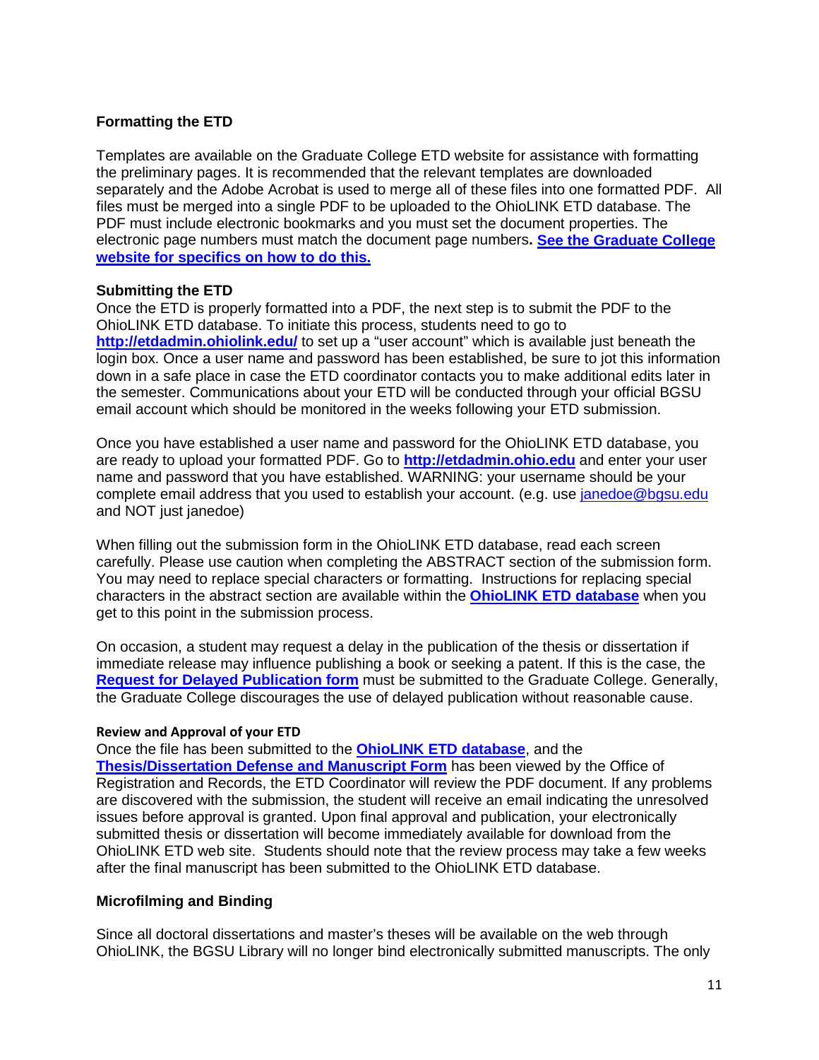## Formatting the ETD

Templates are available on the Graduate College ETD website for assistance with formatting the preliminary pages. It is recommended that the relevant templates are downloaded separately and the Adobe Acrobat is used to merge all of these files into one formatted PDF. All files must be merged into a single PDF to be uploaded to the OhioLINK ETD database. The PDF must include electronic bookmarks and you must set the document properties. The electronic page numbers must match the document page numbers**.** **See the Graduate College website for specifics on how to do this.**

## Submitting the ETD

Once the ETD is properly formatted into a PDF, the next step is to submit the PDF to the OhioLINK ETD database. To initiate this process, students need to go to **http://etdadmin.ohiolink.edu/** to set up a "user account" which is available just beneath the login box. Once a user name and password has been established, be sure to jot this information down in a safe place in case the ETD coordinator contacts you to make additional edits later in the semester. Communications about your ETD will be conducted through your official BGSU email account which should be monitored in the weeks following your ETD submission.

Once you have established a user name and password for the OhioLINK ETD database, you are ready to upload your formatted PDF. Go to **http://etdadmin.ohio.edu** and enter your user name and password that you have established. WARNING: your username should be your complete email address that you used to establish your account. (e.g. use janedoe@bgsu.edu and NOT just janedoe)

When filling out the submission form in the OhioLINK ETD database, read each screen carefully. Please use caution when completing the ABSTRACT section of the submission form. You may need to replace special characters or formatting. Instructions for replacing special characters in the abstract section are available within the **OhioLINK ETD database** when you get to this point in the submission process.

On occasion, a student may request a delay in the publication of the thesis or dissertation if immediate release may influence publishing a book or seeking a patent. If this is the case, the **Request for Delayed Publication form** must be submitted to the Graduate College. Generally, the Graduate College discourages the use of delayed publication without reasonable cause.

### Review and Approval of your ETD

Once the file has been submitted to the **OhioLINK ETD database**, and the **Thesis/Dissertation Defense and Manuscript Form** has been viewed by the Office of Registration and Records, the ETD Coordinator will review the PDF document. If any problems are discovered with the submission, the student will receive an email indicating the unresolved issues before approval is granted. Upon final approval and publication, your electronically submitted thesis or dissertation will become immediately available for download from the OhioLINK ETD web site. Students should note that the review process may take a few weeks after the final manuscript has been submitted to the OhioLINK ETD database.

## Microfilming and Binding

Since all doctoral dissertations and master's theses will be available on the web through OhioLINK, the BGSU Library will no longer bind electronically submitted manuscripts. The only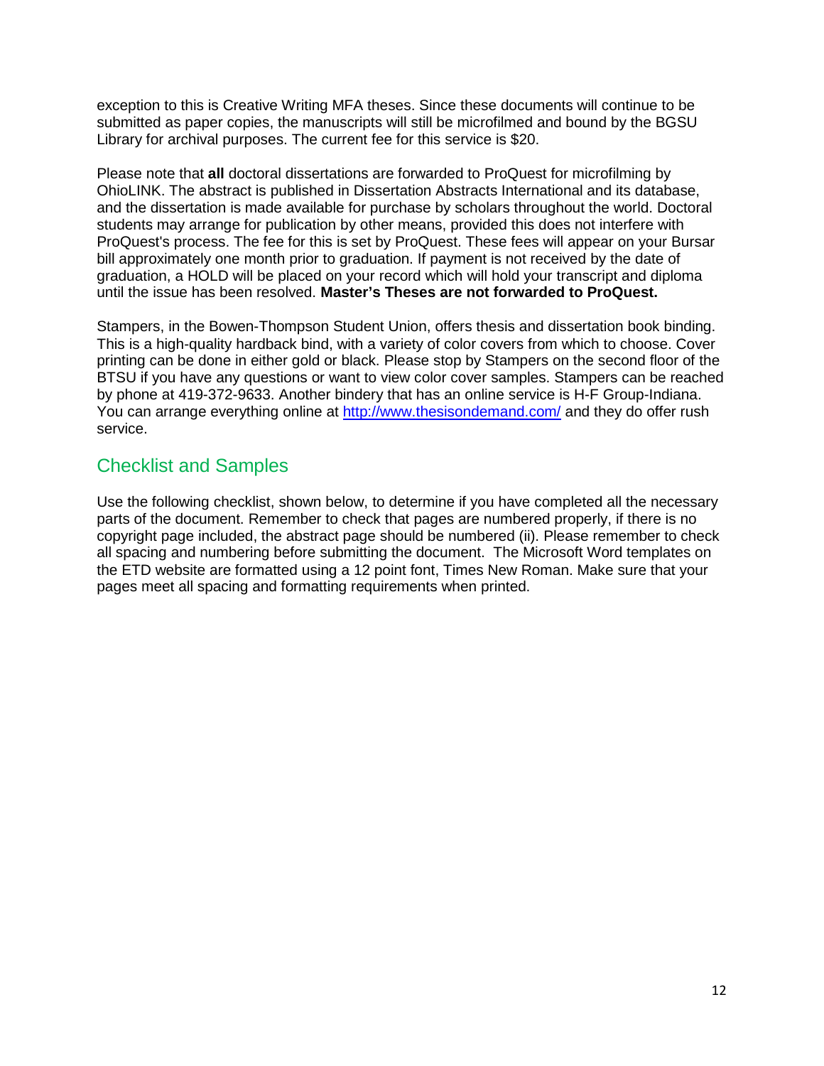exception to this is Creative Writing MFA theses. Since these documents will continue to be submitted as paper copies, the manuscripts will still be microfilmed and bound by the BGSU Library for archival purposes. The current fee for this service is $20.

Please note that **all** doctoral dissertations are forwarded to ProQuest for microfilming by OhioLINK. The abstract is published in Dissertation Abstracts International and its database, and the dissertation is made available for purchase by scholars throughout the world. Doctoral students may arrange for publication by other means, provided this does not interfere with ProQuest's process. The fee for this is set by ProQuest. These fees will appear on your Bursar bill approximately one month prior to graduation. If payment is not received by the date of graduation, a HOLD will be placed on your record which will hold your transcript and diploma until the issue has been resolved. **Master's Theses are not forwarded to ProQuest.**

Stampers, in the Bowen-Thompson Student Union, offers thesis and dissertation book binding. This is a high-quality hardback bind, with a variety of color covers from which to choose. Cover printing can be done in either gold or black. Please stop by Stampers on the second floor of the BTSU if you have any questions or want to view color cover samples. Stampers can be reached by phone at 419-372-9633. Another bindery that has an online service is H-F Group-Indiana. You can arrange everything online at [http://www.thesisondemand.com/](http://www.thesisondemand.com/) and they do offer rush service.

## Checklist and Samples

Use the following checklist, shown below, to determine if you have completed all the necessary parts of the document. Remember to check that pages are numbered properly, if there is no copyright page included, the abstract page should be numbered (ii). Please remember to check all spacing and numbering before submitting the document. The Microsoft Word templates on the ETD website are formatted using a 12 point font, Times New Roman. Make sure that your pages meet all spacing and formatting requirements when printed.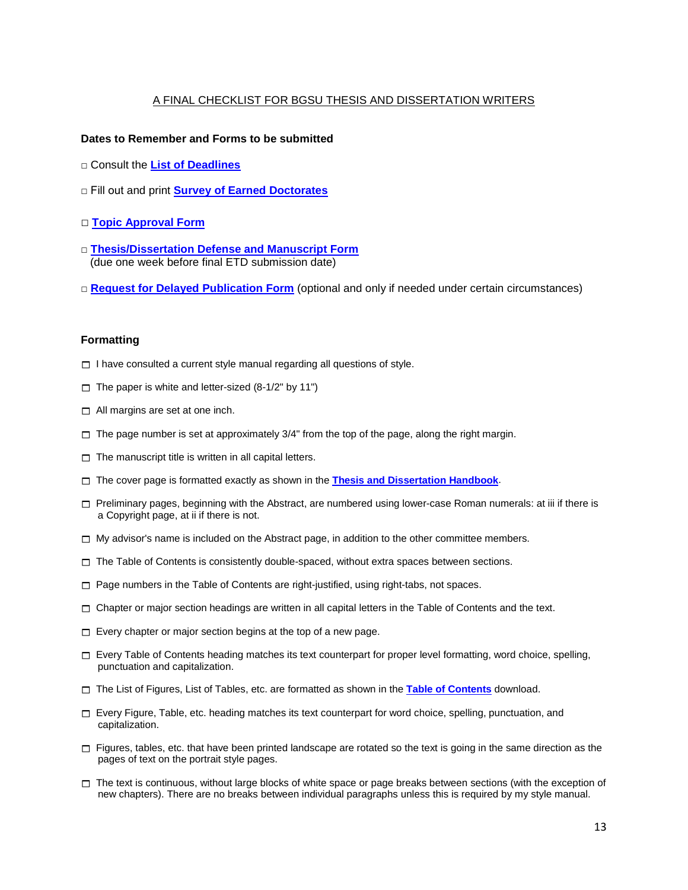A FINAL CHECKLIST FOR BGSU THESIS AND DISSERTATION WRITERS

**Dates to Remember and Forms to be submitted**

□ Consult the **List of Deadlines**

□ Fill out and print **Survey of Earned Doctorates**

□ **Topic Approval Form**

□ **Thesis/Dissertation Defense and Manuscript Form**
(due one week before final ETD submission date)

□ **Request for Delayed Publication Form** (optional and only if needed under certain circumstances)

**Formatting**

□ I have consulted a current style manual regarding all questions of style.

□ The paper is white and letter-sized (8-1/2" by 11")

□ All margins are set at one inch.

□ The page number is set at approximately 3/4" from the top of the page, along the right margin.

□ The manuscript title is written in all capital letters.

□ The cover page is formatted exactly as shown in the **Thesis and Dissertation Handbook**.

□ Preliminary pages, beginning with the Abstract, are numbered using lower-case Roman numerals: at iii if there is a Copyright page, at ii if there is not.

□ My advisor's name is included on the Abstract page, in addition to the other committee members.

□ The Table of Contents is consistently double-spaced, without extra spaces between sections.

□ Page numbers in the Table of Contents are right-justified, using right-tabs, not spaces.

□ Chapter or major section headings are written in all capital letters in the Table of Contents and the text.

□ Every chapter or major section begins at the top of a new page.

□ Every Table of Contents heading matches its text counterpart for proper level formatting, word choice, spelling, punctuation and capitalization.

□ The List of Figures, List of Tables, etc. are formatted as shown in the **Table of Contents** download.

□ Every Figure, Table, etc. heading matches its text counterpart for word choice, spelling, punctuation, and capitalization.

□ Figures, tables, etc. that have been printed landscape are rotated so the text is going in the same direction as the pages of text on the portrait style pages.

□ The text is continuous, without large blocks of white space or page breaks between sections (with the exception of new chapters). There are no breaks between individual paragraphs unless this is required by my style manual.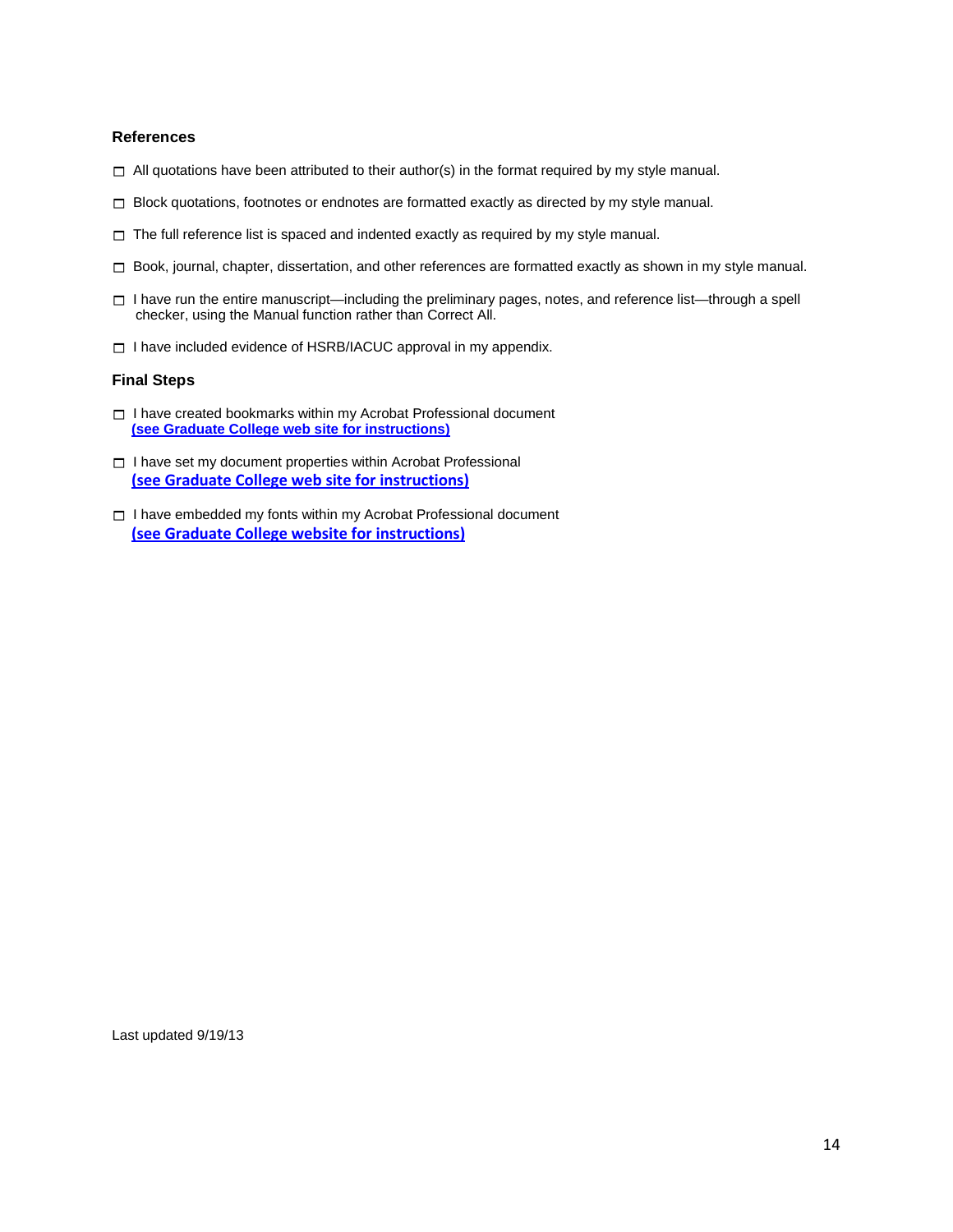## References

- ☐ All quotations have been attributed to their author(s) in the format required by my style manual.
- ☐ Block quotations, footnotes or endnotes are formatted exactly as directed by my style manual.
- ☐ The full reference list is spaced and indented exactly as required by my style manual.
- ☐ Book, journal, chapter, dissertation, and other references are formatted exactly as shown in my style manual.
- ☐ I have run the entire manuscript—including the preliminary pages, notes, and reference list—through a spell checker, using the Manual function rather than Correct All.
- ☐ I have included evidence of HSRB/IACUC approval in my appendix.

## Final Steps

- ☐ I have created bookmarks within my Acrobat Professional document **(see Graduate College web site for instructions)**
- ☐ I have set my document properties within Acrobat Professional **(see Graduate College web site for instructions)**
- ☐ I have embedded my fonts within my Acrobat Professional document **(see Graduate College website for instructions)**

Last updated 9/19/13